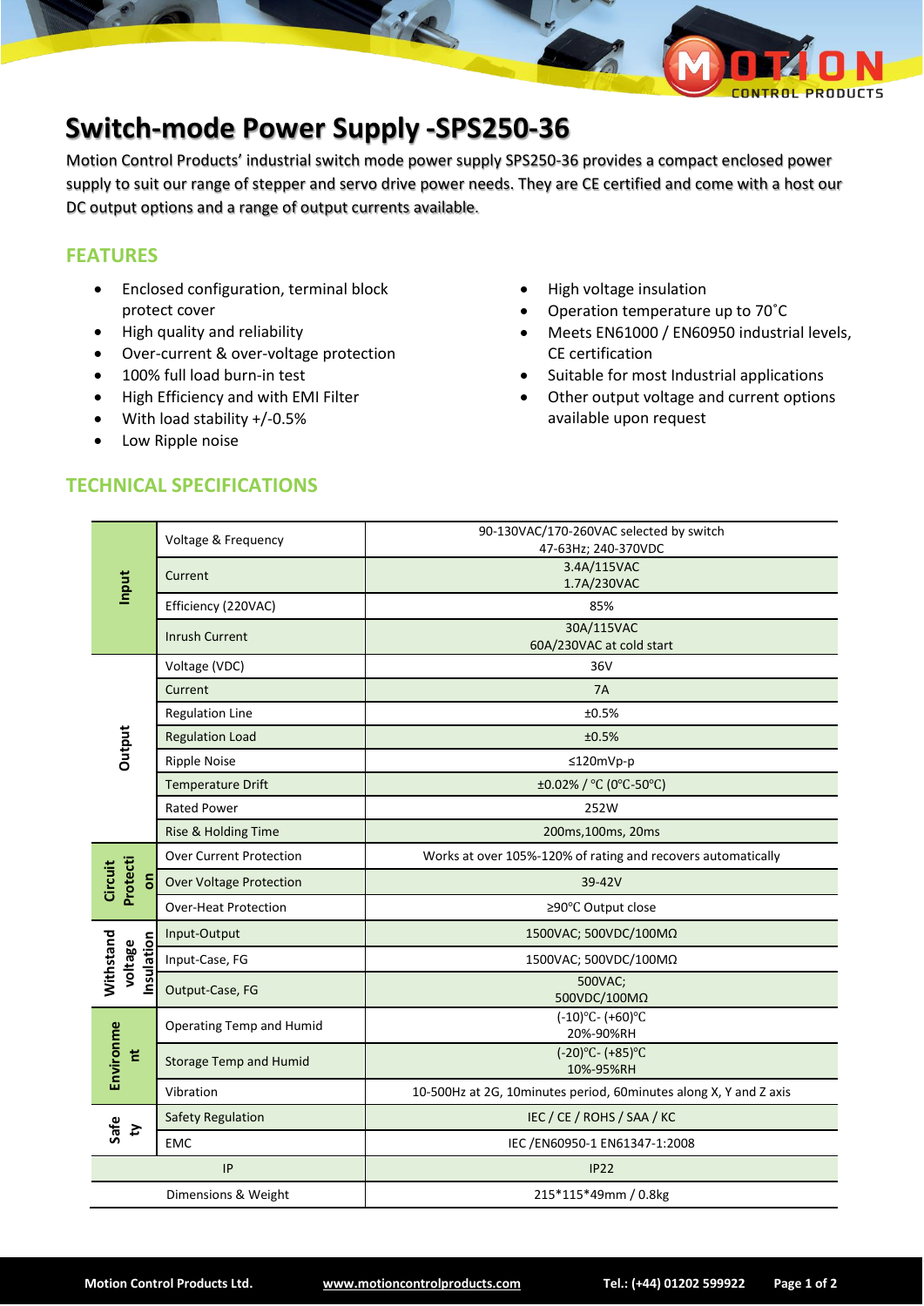# Switch-mode Power Supply -SPS250-36

Motion Control Products' industrial switch mode power supply SPS250-36 provides a compact enclosed power supply to suit our range of stepper and servo drive power needs. They are CE certified and come with a host our DC output options and a range of output currents available.

## FEATURES

- Enclosed configuration, terminal block protect cover
- High quality and reliability
- Over-current & over-voltage protection
- 100% full load burn-in test
- High Efficiency and with EMI Filter
- With load stability +/-0.5%
- Low Ripple noise
- High voltage insulation
- Operation temperature up to 70˚C
- Meets EN61000 / EN60950 industrial levels, CE certification
- Suitable for most Industrial applications
- Other output voltage and current options available upon request

## TECHNICAL SPECIFICATIONS

| | | |
|---|---|---|
| Input | Voltage & Frequency | 90-130VAC/170-260VAC selected by switch<br>47-63Hz; 240-370VDC |
| | Current | 3.4A/115VAC<br>1.7A/230VAC |
| | Efficiency (220VAC) | 85% |
| | Inrush Current | 30A/115VAC<br>60A/230VAC at cold start |
| Output | Voltage (VDC) | 36V |
| | Current | 7A |
| | Regulation Line | ±0.5% |
| | Regulation Load | ±0.5% |
| | Ripple Noise | ≤120mVp-p |
| | Temperature Drift | ±0.02% / ℃ (0℃-50℃) |
| | Rated Power | 252W |
| | Rise & Holding Time | 200ms,100ms, 20ms |
| Circuit Protection | Over Current Protection | Works at over 105%-120% of rating and recovers automatically |
| | Over Voltage Protection | 39-42V |
| | Over-Heat Protection | ≥90℃ Output close |
| Withstand voltage Insulation | Input-Output | 1500VAC; 500VDC/100MΩ |
| | Input-Case, FG | 1500VAC; 500VDC/100MΩ |
| | Output-Case, FG | 500VAC;<br>500VDC/100MΩ |
| Environment | Operating Temp and Humid | (-10)℃- (+60)℃<br>20%-90%RH |
| | Storage Temp and Humid | (-20)℃- (+85)℃<br>10%-95%RH |
| | Vibration | 10-500Hz at 2G, 10minutes period, 60minutes along X, Y and Z axis |
| Safety | Safety Regulation | IEC / CE / ROHS / SAA / KC |
| | EMC | IEC /EN60950-1 EN61347-1:2008 |
| IP | | IP22 |
| Dimensions & Weight | | 215*115*49mm / 0.8kg |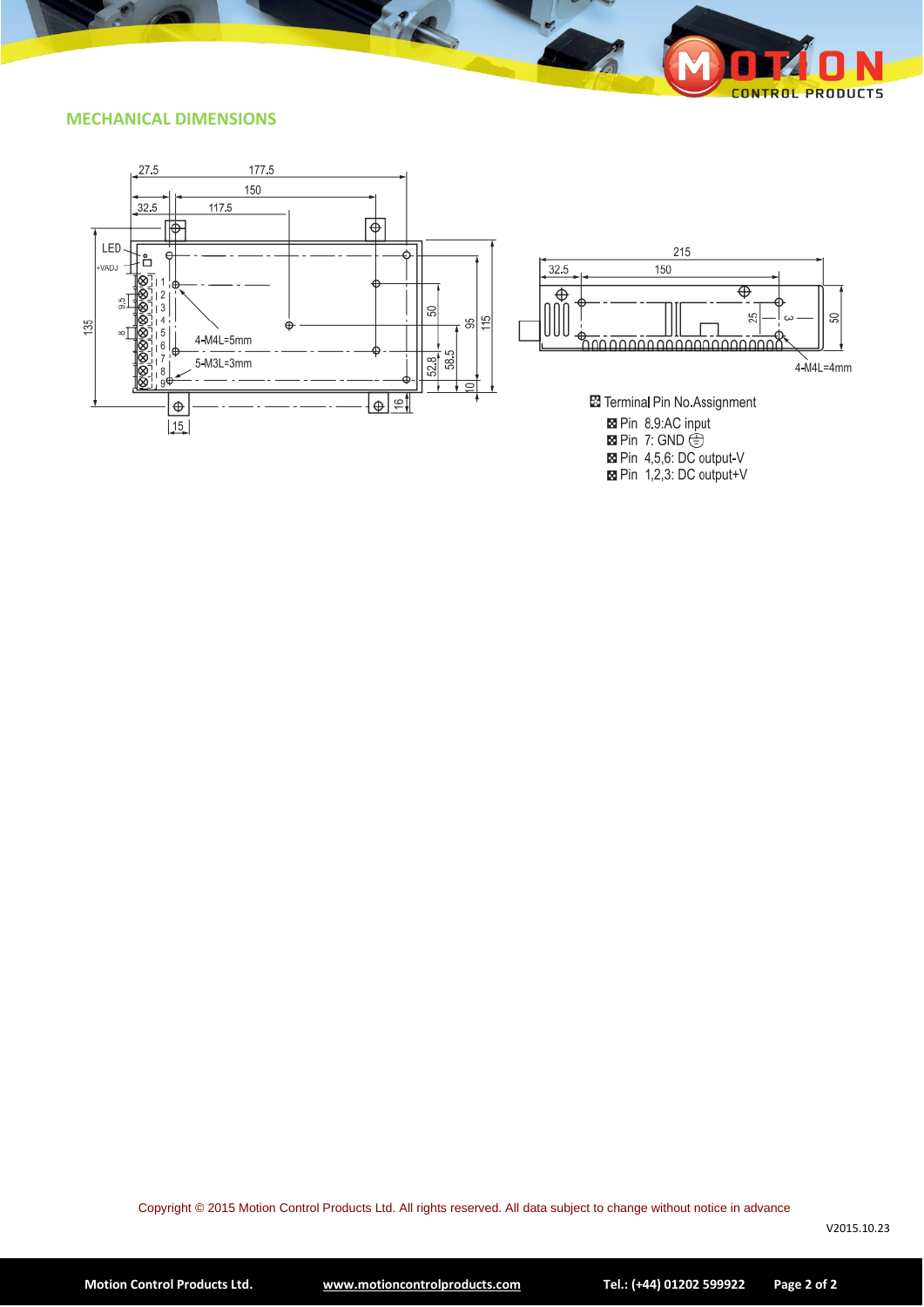## MECHANICAL DIMENSIONS

27.5
177.5
150
32.5
117.5
LED
+VADJ
9.5
8
135
1
2
3
4
5
6
7
8
9
4-M4L=5mm
5-M3L=3mm
50
95
115
52.8
58.5
10
16
15

215
32.5
150
25
3
50
4-M4L=4mm

Terminal Pin No.Assignment

- Pin 8,9:AC input
- Pin 7: GND
- Pin 4,5,6: DC output-V
- Pin 1,2,3: DC output+V

Copyright © 2015 Motion Control Products Ltd. All rights reserved. All data subject to change without notice in advance

V2015.10.23